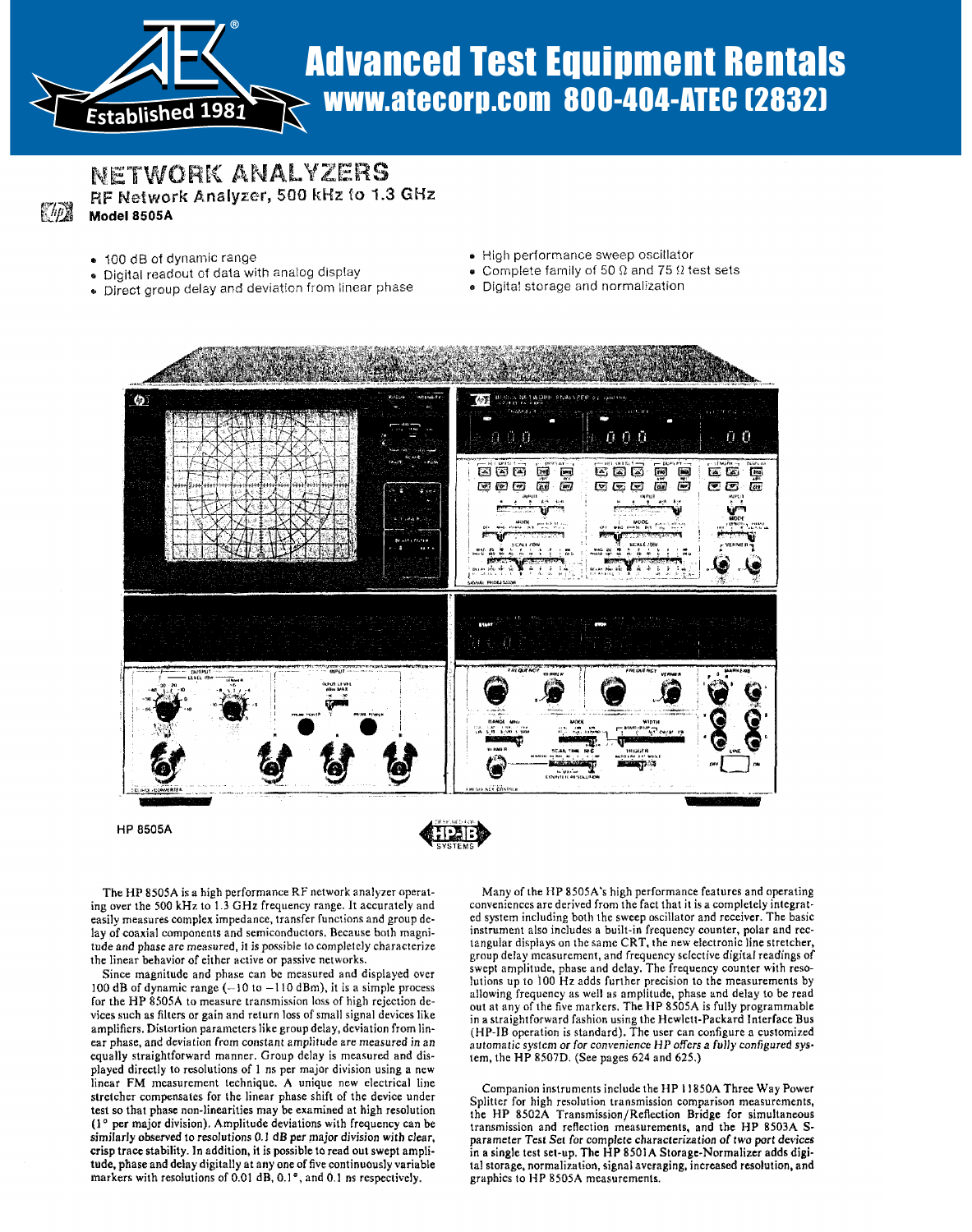# Advanced Test Equipment Rentals
## www.atecorp.com 800-404-ATEC (2832)

# NETWORK ANALYZERS
## RF Network Analyzer, 500 kHz to 1.3 GHz
**Model 8505A**

- 100 dB of dynamic range
- Digital readout of data with analog display
- Direct group delay and deviation from linear phase
- High performance sweep oscillator
- Complete family of 50 Ω and 75 Ω test sets
- Digital storage and normalization

HP 8505A

The HP 8505A is a high performance RF network analyzer operating over the 500 kHz to 1.3 GHz frequency range. It accurately and easily measures complex impedance, transfer functions and group delay of coaxial components and semiconductors. Because both magnitude and phase are measured, it is possible to completely characterize the linear behavior of either active or passive networks.

Since magnitude and phase can be measured and displayed over 100 dB of dynamic range (−10 to −110 dBm), it is a simple process for the HP 8505A to measure transmission loss of high rejection devices such as filters or gain and return loss of small signal devices like amplifiers. Distortion parameters like group delay, deviation from linear phase, and deviation from constant amplitude are measured in an equally straightforward manner. Group delay is measured and displayed directly to resolutions of 1 ns per major division using a new linear FM measurement technique. A unique new electrical line stretcher compensates for the linear phase shift of the device under test so that phase non-linearities may be examined at high resolution (1° per major division). Amplitude deviations with frequency can be similarly observed to resolutions 0.1 dB per major division with clear, crisp trace stability. In addition, it is possible to read out swept amplitude, phase and delay digitally at any one of five continuously variable markers with resolutions of 0.01 dB, 0.1°, and 0.1 ns respectively.

Many of the HP 8505A's high performance features and operating conveniences are derived from the fact that it is a completely integrated system including both the sweep oscillator and receiver. The basic instrument also includes a built-in frequency counter, polar and rectangular displays on the same CRT, the new electronic line stretcher, group delay measurement, and frequency selective digital readings of swept amplitude, phase and delay. The frequency counter with resolutions up to 100 Hz adds further precision to the measurements by allowing frequency as well as amplitude, phase and delay to be read out at any of the five markers. The HP 8505A is fully programmable in a straightforward fashion using the Hewlett-Packard Interface Bus (HP-IB operation is standard). The user can configure a customized automatic system or for convenience HP offers a fully configured system, the HP 8507D. (See pages 624 and 625.)

Companion instruments include the HP 11850A Three Way Power Splitter for high resolution transmission comparison measurements, the HP 8502A Transmission/Reflection Bridge for simultaneous transmission and reflection measurements, and the HP 8503A S-parameter Test Set for complete characterization of two port devices in a single test set-up. The HP 8501A Storage-Normalizer adds digital storage, normalization, signal averaging, increased resolution, and graphics to HP 8505A measurements.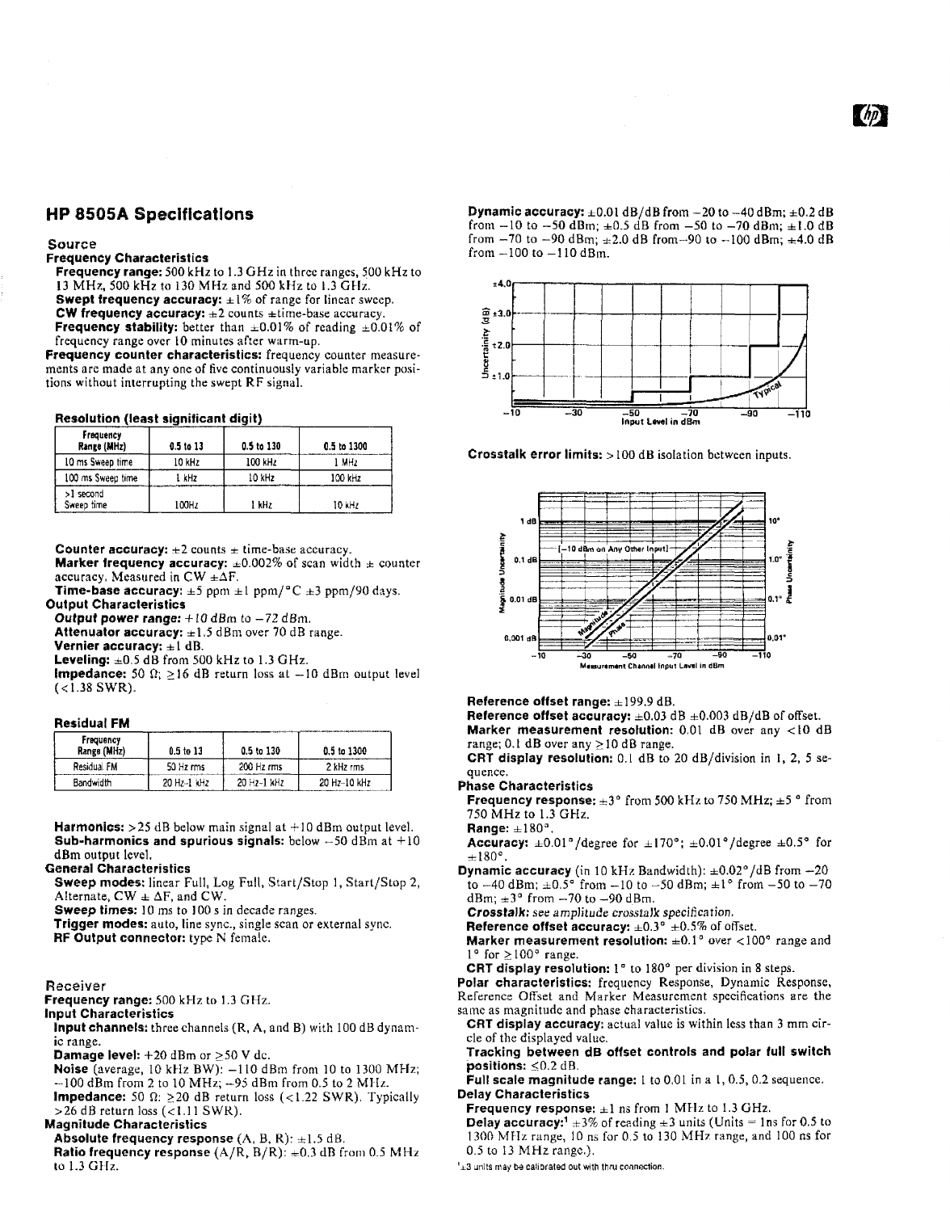## HP 8505A Specifications

### Source

**Frequency Characteristics**

**Frequency range:** 500 kHz to 1.3 GHz in three ranges, 500 kHz to 13 MHz, 500 kHz to 130 MHz and 500 kHz to 1.3 GHz.

**Swept frequency accuracy:** ±1% of range for linear sweep.

**CW frequency accuracy:** ±2 counts ±time-base accuracy.

**Frequency stability:** better than ±0.01% of reading ±0.01% of frequency range over 10 minutes after warm-up.

**Frequency counter characteristics:** frequency counter measurements are made at any one of five continuously variable marker positions without interrupting the swept RF signal.

**Resolution (least significant digit)**

| Frequency Range (MHz) | 0.5 to 13 | 0.5 to 130 | 0.5 to 1300 |
|---|---|---|---|
| 10 ms Sweep time | 10 kHz | 100 kHz | 1 MHz |
| 100 ms Sweep time | 1 kHz | 10 kHz | 100 kHz |
| >1 second Sweep time | 100Hz | 1 kHz | 10 kHz |

**Counter accuracy:** ±2 counts ± time-base accuracy.

**Marker frequency accuracy:** ±0.002% of scan width ± counter accuracy. Measured in CW ±ΔF.

**Time-base accuracy:** ±5 ppm ±1 ppm/°C ±3 ppm/90 days.

**Output Characteristics**

**Output power range:** +10 dBm to −72 dBm.

**Attenuator accuracy:** ±1.5 dBm over 70 dB range.

**Vernier accuracy:** ±1 dB.

**Leveling:** ±0.5 dB from 500 kHz to 1.3 GHz.

**Impedance:** 50 Ω; ≥16 dB return loss at −10 dBm output level (<1.38 SWR).

**Residual FM**

| Frequency Range (MHz) | 0.5 to 13 | 0.5 to 130 | 0.5 to 1300 |
|---|---|---|---|
| Residual FM | 50 Hz rms | 200 Hz rms | 2 kHz rms |
| Bandwidth | 20 Hz-1 kHz | 20 Hz-1 kHz | 20 Hz-10 kHz |

**Harmonics:** >25 dB below main signal at +10 dBm output level.

**Sub-harmonics and spurious signals:** below −50 dBm at +10 dBm output level.

**General Characteristics**

**Sweep modes:** linear Full, Log Full, Start/Stop 1, Start/Stop 2, Alternate, CW ± ΔF, and CW.

**Sweep times:** 10 ms to 100 s in decade ranges.

**Trigger modes:** auto, line sync., single scan or external sync.

**RF Output connector:** type N female.

### Receiver

**Frequency range:** 500 kHz to 1.3 GHz.

**Input Characteristics**

**Input channels:** three channels (R, A, and B) with 100 dB dynamic range.

**Damage level:** +20 dBm or ≥50 V dc.

**Noise** (average, 10 kHz BW): −110 dBm from 10 to 1300 MHz; −100 dBm from 2 to 10 MHz; −95 dBm from 0.5 to 2 MHz.

**Impedance:** 50 Ω: ≥20 dB return loss (<1.22 SWR). Typically >26 dB return loss (<1.11 SWR).

**Magnitude Characteristics**

**Absolute frequency response** (A, B, R): ±1.5 dB.

**Ratio frequency response** (A/R, B/R): ±0.3 dB from 0.5 MHz to 1.3 GHz.

**Dynamic accuracy:** ±0.01 dB/dB from −20 to −40 dBm; ±0.2 dB from −10 to −50 dBm; ±0.5 dB from −50 to −70 dBm; ±1.0 dB from −70 to −90 dBm; ±2.0 dB from −90 to −100 dBm; ±4.0 dB from −100 to −110 dBm.

**Crosstalk error limits:** >100 dB isolation between inputs.

**Reference offset range:** ±199.9 dB.

**Reference offset accuracy:** ±0.03 dB ±0.003 dB/dB of offset.

**Marker measurement resolution:** 0.01 dB over any <10 dB range; 0.1 dB over any ≥10 dB range.

**CRT display resolution:** 0.1 dB to 20 dB/division in 1, 2, 5 sequence.

**Phase Characteristics**

**Frequency response:** ±3° from 500 kHz to 750 MHz; ±5 ° from 750 MHz to 1.3 GHz.

**Range:** ±180°.

**Accuracy:** ±0.01°/degree for ±170°; ±0.01°/degree ±0.5° for ±180°.

**Dynamic accuracy** (in 10 kHz Bandwidth): ±0.02°/dB from −20 to −40 dBm; ±0.5° from −10 to −50 dBm; ±1° from −50 to −70 dBm; ±3° from −70 to −90 dBm.

***Crosstalk:*** *see amplitude crosstalk specification.*

**Reference offset accuracy:** ±0.3° ±0.5% of offset.

**Marker measurement resolution:** ±0.1° over <100° range and 1° for ≥100° range.

**CRT display resolution:** 1° to 180° per division in 8 steps.

**Polar characteristics:** frequency Response, Dynamic Response, Reference Offset and Marker Measurement specifications are the same as magnitude and phase characteristics.

**CRT display accuracy:** actual value is within less than 3 mm circle of the displayed value.

**Tracking between dB offset controls and polar full switch positions:** ≤0.2 dB.

**Full scale magnitude range:** 1 to 0.01 in a 1, 0.5, 0.2 sequence.

**Delay Characteristics**

**Frequency response:** ±1 ns from 1 MHz to 1.3 GHz.

**Delay accuracy:**[1] ±3% of reading ±3 units (Units = 1ns for 0.5 to 1300 MHz range, 10 ns for 0.5 to 130 MHz range, and 100 ns for 0.5 to 13 MHz range.).

[1] ±3 units may be calibrated out with thru connection.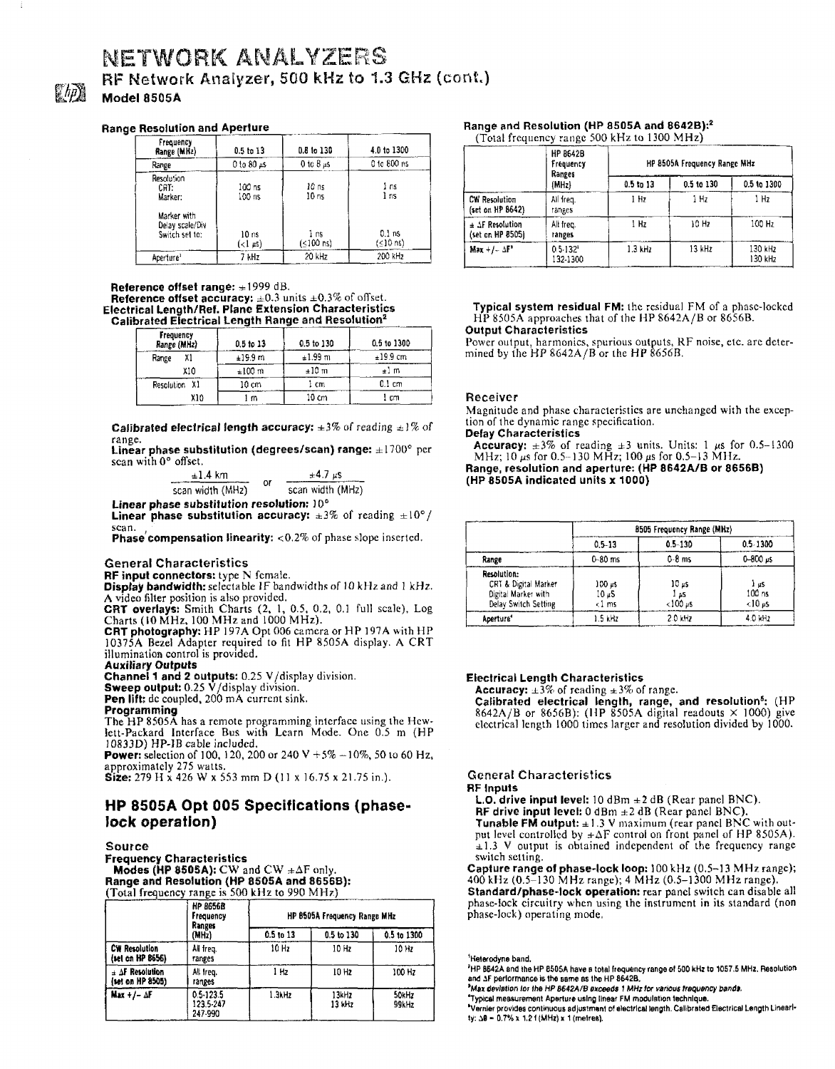# NETWORK ANALYZERS

## RF Network Analyzer, 500 kHz to 1.3 GHz (cont.)

### Model 8505A

**Range Resolution and Aperture**

| Frequency Range (MHz) | 0.5 to 13 | 0.8 to 130 | 4.0 to 1300 |
|---|---|---|---|
| Range | 0 to 80 μs | 0 to 8 μs | 0 to 800 ns |
| Resolution CRT: | 100 ns | 10 ns | 1 ns |
| Marker: | 100 ns | 10 ns | 1 ns |
| Marker with Delay scale/Div Switch set to: | 10 ns (<1 μs) | 1 ns (≤100 ns) | 0.1 ns (≤10 ns) |
| Aperture[1] | 7 kHz | 20 kHz | 200 kHz |

**Reference offset range:** ±1999 dB.
**Reference offset accuracy:** ±0.3 units ±0.3% of offset.

**Electrical Length/Ref. Plane Extension Characteristics**
**Calibrated Electrical Length Range and Resolution[2]**

| Frequency Range (MHz) | | 0.5 to 13 | 0.5 to 130 | 0.5 to 1300 |
|---|---|---|---|---|
| Range | X1 | ±19.9 m | ±1.99 m | ±19.9 cm |
| | X10 | ±100 m | ±10 m | ±1 m |
| Resolution | X1 | 10 cm | 1 cm | 0.1 cm |
| | X10 | 1 m | 10 cm | 1 cm |

**Calibrated electrical length accuracy:** ±3% of reading ±1% of range.
**Linear phase substitution (degrees/scan) range:** ±1700° per scan with 0° offset.

$$\frac{\pm 1.4\text{ km}}{\text{scan width (MHz)}} \quad \text{or} \quad \frac{\pm 4.7\ \mu s}{\text{scan width (MHz)}}$$

**Linear phase substitution resolution:** 10°
**Linear phase substitution accuracy:** ±3% of reading ±10°/scan.
**Phase compensation linearity:** <0.2% of phase slope inserted.

#### General Characteristics

**RF input connectors:** type N female.
**Display bandwidth:** selectable IF bandwidths of 10 kHz and 1 kHz. A video filter position is also provided.
**CRT overlays:** Smith Charts (2, 1, 0.5, 0.2, 0.1 full scale), Log Charts (10 MHz, 100 MHz and 1000 MHz).
**CRT photography:** HP 197A Opt 006 camera or HP 197A with HP 10375A Bezel Adapter required to fit HP 8505A display. A CRT illumination control is provided.

**Auxiliary Outputs**
**Channel 1 and 2 outputs:** 0.25 V/display division.
**Sweep output:** 0.25 V/display division.
**Pen lift:** dc coupled, 200 mA current sink.

**Programming**
The HP 8505A has a remote programming interface using the Hewlett-Packard Interface Bus with Learn Mode. One 0.5 m (HP 10833D) HP-IB cable included.
**Power:** selection of 100, 120, 200 or 240 V +5% −10%, 50 to 60 Hz, approximately 275 watts.
**Size:** 279 H x 426 W x 553 mm D (11 x 16.75 x 21.75 in.).

## HP 8505A Opt 005 Specifications (phase-lock operation)

#### Source

**Frequency Characteristics**
**Modes (HP 8505A):** CW and CW ±ΔF only.
**Range and Resolution (HP 8505A and 8656B):**
(Total frequency range is 500 kHz to 990 MHz)

| | HP 8656B Frequency Ranges (MHz) | HP 8505A Frequency Range MHz | | |
|---|---|---|---|---|
| | | 0.5 to 13 | 0.5 to 130 | 0.5 to 1300 |
| CW Resolution (set on HP 8656) | All freq. ranges | 10 Hz | 10 Hz | 10 Hz |
| ± ΔF Resolution (set on HP 8505) | All freq. ranges | 1 Hz | 10 Hz | 100 Hz |
| Max +/- ΔF | 0.5-123.5<br>123.5-247<br>247-990 | 1.3kHz | 13kHz<br>13 kHz | 50kHz<br>99kHz |

**Range and Resolution (HP 8505A and 8642B):**[2]
(Total frequency range 500 kHz to 1300 MHz)

| | HP 8642B Frequency Ranges (MHz) | HP 8505A Frequency Range MHz | | |
|---|---|---|---|---|
| | | 0.5 to 13 | 0.5 to 130 | 0.5 to 1300 |
| CW Resolution (set on HP 8642) | All freq. ranges | 1 Hz | 1 Hz | 1 Hz |
| ± ΔF Resolution (set on HP 8505) | All freq. ranges | 1 Hz | 10 Hz | 100 Hz |
| Max +/- ΔF[3] | 0.5-132[3]<br>132-1300 | 1.3 kHz | 13 kHz | 130 kHz<br>130 kHz |

**Typical system residual FM:** the residual FM of a phase-locked HP 8505A approaches that of the HP 8642A/B or 8656B.

**Output Characteristics**
Power output, harmonics, spurious outputs, RF noise, etc. are determined by the HP 8642A/B or the HP 8656B.

#### Receiver

Magnitude and phase characteristics are unchanged with the exception of the dynamic range specification.

**Delay Characteristics**
**Accuracy:** ±3% of reading ±3 units. Units: 1 μs for 0.5–1300 MHz; 10 μs for 0.5–130 MHz; 100 μs for 0.5–13 MHz.
**Range, resolution and aperture: (HP 8642A/B or 8656B) (HP 8505A indicated units x 1000)**

| | 8505 Frequency Range (MHz) | | |
|---|---|---|---|
| | 0.5-13 | 0.5-130 | 0.5-1300 |
| Range | 0-80 ms | 0-8 ms | 0-800 μs |
| Resolution: CRT & Digital Marker | 100 μs | 10 μs | 1 μs |
| Digital Marker with Delay Switch Setting | 10 μS<br><1 ms | 1 μs<br><100 μs | 100 ns<br><10 μs |
| Aperture[4] | 1.5 kHz | 2.0 kHz | 4.0 kHz |

**Electrical Length Characteristics**
**Accuracy:** ±3% of reading ±3% of range.
**Calibrated electrical length, range, and resolution[5]:** (HP 8642A/B or 8656B): (HP 8505A digital readouts × 1000) give electrical length 1000 times larger and resolution divided by 1000.

#### General Characteristics

**RF Inputs**
**L.O. drive input level:** 10 dBm ±2 dB (Rear panel BNC).
**RF drive input level:** 0 dBm ±2 dB (Rear panel BNC).
**Tunable FM output:** ±1.3 V maximum (rear panel BNC with output level controlled by ±ΔF control on front panel of HP 8505A). ±1.3 V output is obtained independent of the frequency range switch setting.
**Capture range of phase-lock loop:** 100 kHz (0.5–13 MHz range); 400 kHz (0.5–130 MHz range); 4 MHz (0.5–1300 MHz range).
**Standard/phase-lock operation:** rear panel switch can disable all phase-lock circuitry when using the instrument in its standard (non phase-lock) operating mode.

[1] Heterodyne band.
[2] HP 8642A and the HP 8505A have a total frequency range of 500 kHz to 1057.5 MHz. Resolution and ΔF performance is the same as the HP 8642B.
[3] *Max deviation for the HP 8642A/B exceeds 1 MHz for various frequency bands.*
[4] *Typical measurement Aperture using linear FM modulation technique.*
[5] Vernier provides continuous adjustment of electrical length. Calibrated Electrical Length Linearity: Δθ = 0.7% x 1.21 (MHz) x 1 (metres).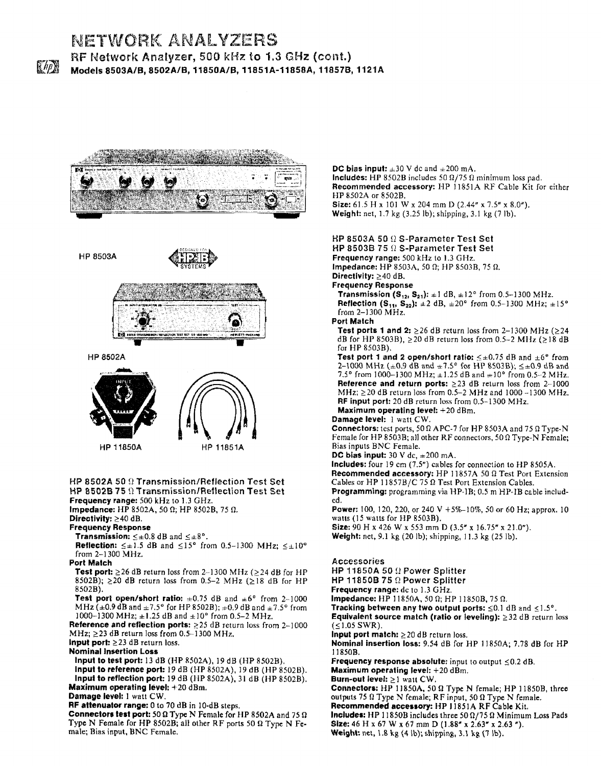# NETWORK ANALYZERS

## RF Network Analyzer, 500 kHz to 1.3 GHz (cont.)

### Models 8503A/B, 8502A/B, 11850A/B, 11851A-11858A, 11857B, 1121A

HP 8503A

HP 8502A

HP 11850A

HP 11851A

### HP 8502A 50 Ω Transmission/Reflection Test Set
### HP 8502B 75 Ω Transmission/Reflection Test Set

**Frequency range:** 500 kHz to 1.3 GHz.
**Impedance:** HP 8502A, 50 Ω; HP 8502B, 75 Ω.
**Directivity:** ≥40 dB.
**Frequency Response**
**Transmission:** ≤±0.8 dB and ≤±8°.
**Reflection:** ≤±1.5 dB and ≤15° from 0.5–1300 MHz; ≤±10° from 2–1300 MHz.
**Port Match**
**Test port:** ≥26 dB return loss from 2–1300 MHz (≥24 dB for HP 8502B); ≥20 dB return loss from 0.5–2 MHz (≥18 dB for HP 8502B).
**Test port open/short ratio:** ±0.75 dB and ±6° from 2–1000 MHz (±0.9 dB and ±7.5° for HP 8502B); ±0.9 dB and ±7.5° from 1000–1300 MHz; ±1.25 dB and ±10° from 0.5–2 MHz.
**Reference and reflection ports:** ≥25 dB return loss from 2–1000 MHz; ≥23 dB return loss from 0.5–1300 MHz.
**Input port:** ≥23 dB return loss.
**Nominal Insertion Loss**
**Input to test port:** 13 dB (HP 8502A), 19 dB (HP 8502B).
**Input to reference port:** 19 dB (HP 8502A), 19 dB (HP 8502B).
**Input to reflection port:** 19 dB (HP 8502A), 31 dB (HP 8502B).
**Maximum operating level:** +20 dBm.
**Damage level:** 1 watt CW.
**RF attenuator range:** 0 to 70 dB in 10-dB steps.
**Connectors test port:** 50 Ω Type N Female for HP 8502A and 75 Ω Type N Female for HP 8502B; all other RF ports 50 Ω Type N Female; Bias input, BNC Female.
**DC bias input:** ±30 V dc and ±200 mA.
**Includes:** HP 8502B includes 50 Ω/75 Ω minimum loss pad.
**Recommended accessory:** HP 11851A RF Cable Kit for either HP 8502A or 8502B.
**Size:** 61.5 H x 101 W x 204 mm D (2.44" x 7.5" x 8.0").
**Weight:** net, 1.7 kg (3.25 lb); shipping, 3.1 kg (7 lb).

### HP 8503A 50 Ω S-Parameter Test Set
### HP 8503B 75 Ω S-Parameter Test Set

**Frequency range:** 500 kHz to 1.3 GHz.
**Impedance:** HP 8503A, 50 Ω; HP 8503B, 75 Ω.
**Directivity:** ≥40 dB.
**Frequency Response**
**Transmission ($S_{12}$, $S_{21}$):** ±1 dB, ±12° from 0.5–1300 MHz.
**Reflection ($S_{11}$, $S_{22}$):** ±2 dB, ±20° from 0.5–1300 MHz; ±15° from 2–1300 MHz.
**Port Match**
**Test ports 1 and 2:** ≥26 dB return loss from 2–1300 MHz (≥24 dB for HP 8503B), ≥20 dB return loss from 0.5–2 MHz (≥18 dB for HP 8503B).
**Test port 1 and 2 open/short ratio:** ≤±0.75 dB and ±6° from 2–1000 MHz (±0.9 dB and ±7.5° for HP 8503B); ≤±0.9 dB and 7.5° from 1000–1300 MHz; ±1.25 dB and ±10° from 0.5–2 MHz.
**Reference and return ports:** ≥23 dB return loss from 2–1000 MHz; ≥20 dB return loss from 0.5–2 MHz and 1000–1300 MHz.
**RF input port:** 20 dB return loss from 0.5–1300 MHz.
**Maximum operating level:** +20 dBm.
**Damage level:** 1 watt CW.
**Connectors:** test ports, 50 Ω APC-7 for HP 8503A and 75 Ω Type-N Female for HP 8503B; all other RF connectors, 50 Ω Type-N Female; Bias inputs BNC Female.
**DC bias input:** 30 V dc, ±200 mA.
**Includes:** four 19 cm (7.5") cables for connection to HP 8505A.
**Recommended accessory:** HP 11857A 50 Ω Test Port Extension Cables or HP 11857B/C 75 Ω Test Port Extension Cables.
**Programming:** programming via HP-IB; 0.5 m HP-IB cable included.
**Power:** 100, 120, 220, or 240 V +5%–10%, 50 or 60 Hz; approx. 10 watts (15 watts for HP 8503B).
**Size:** 90 H x 426 W x 553 mm D (3.5" x 16.75" x 21.0").
**Weight:** net, 9.1 kg (20 lb); shipping, 11.3 kg (25 lb).

### Accessories
### HP 11850A 50 Ω Power Splitter
### HP 11850B 75 Ω Power Splitter

**Frequency range:** dc to 1.3 GHz.
**Impedance:** HP 11850A, 50 Ω; HP 11850B, 75 Ω.
**Tracking between any two output ports:** ≤0.1 dB and ≤1.5°.
**Equivalent source match (ratio or leveling):** ≥32 dB return loss (≤1.05 SWR).
**Input port match:** ≥20 dB return loss.
**Nominal insertion loss:** 9.54 dB for HP 11850A; 7.78 dB for HP 11850B.
**Frequency response absolute:** input to output ≤0.2 dB.
**Maximum operating level:** +20 dBm.
**Burn-out level:** ≥1 watt CW.
**Connectors:** HP 11850A, 50 Ω Type N female; HP 11850B, three outputs 75 Ω Type N female; RF input, 50 Ω Type N female.
**Recommended accessory:** HP 11851A RF Cable Kit.
**Includes:** HP 11850B includes three 50 Ω/75 Ω Minimum Loss Pads
**Size:** 46 H x 67 W x 67 mm D (1.88" x 2.63" x 2.63 ").
**Weight:** net, 1.8 kg (4 lb); shipping, 3.1 kg (7 lb).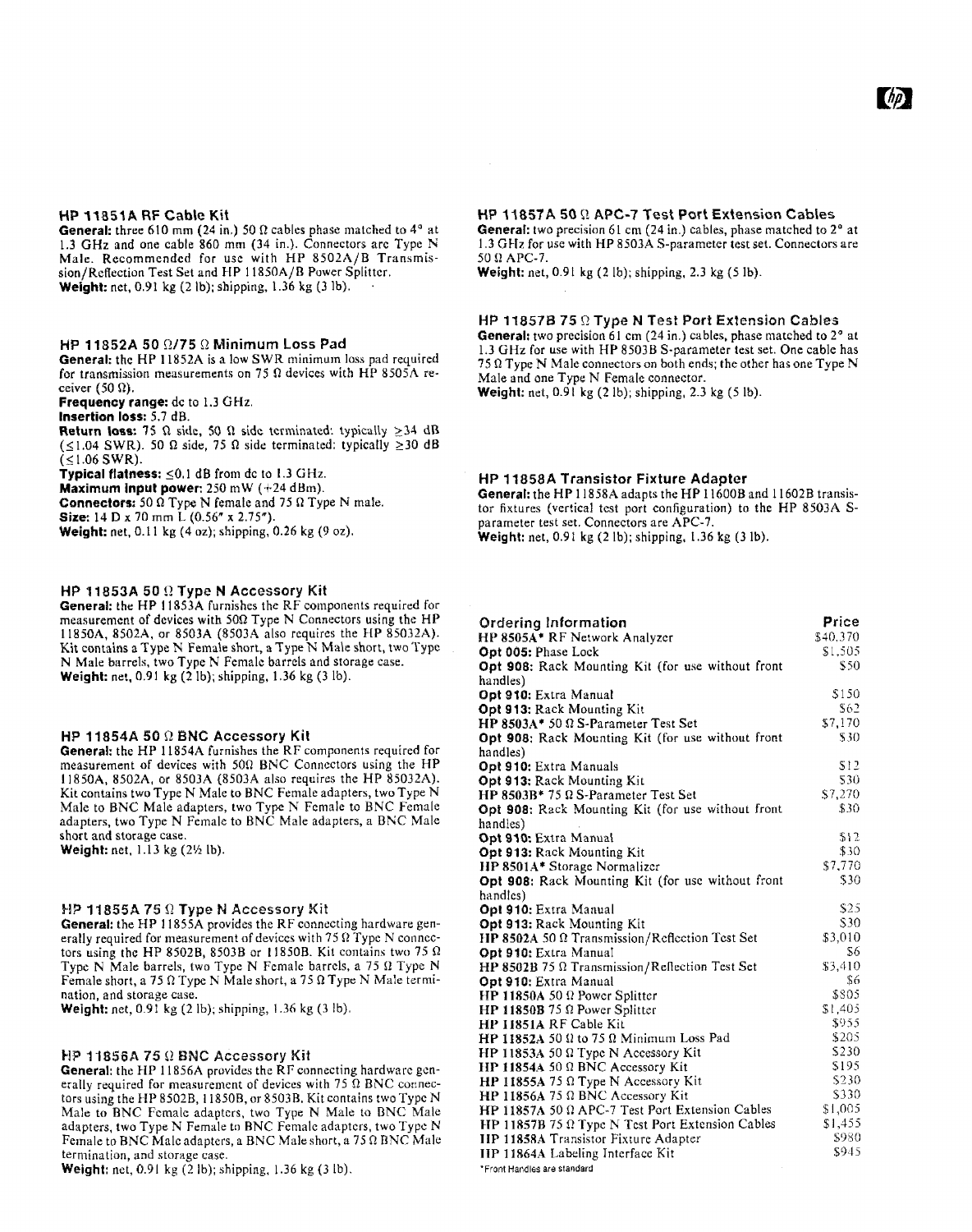### HP 11851A RF Cable Kit

**General:** three 610 mm (24 in.) 50 Ω cables phase matched to 4° at 1.3 GHz and one cable 860 mm (34 in.). Connectors are Type N Male. Recommended for use with HP 8502A/B Transmission/Reflection Test Set and HP 11850A/B Power Splitter.
**Weight:** net, 0.91 kg (2 lb); shipping, 1.36 kg (3 lb).

### HP 11852A 50 Ω/75 Ω Minimum Loss Pad

**General:** the HP 11852A is a low SWR minimum loss pad required for transmission measurements on 75 Ω devices with HP 8505A receiver (50 Ω).
**Frequency range:** dc to 1.3 GHz.
**Insertion loss:** 5.7 dB.
**Return loss:** 75 Ω side, 50 Ω side terminated: typically ≥34 dB (≤1.04 SWR). 50 Ω side, 75 Ω side terminated: typically ≥30 dB (≤1.06 SWR).
**Typical flatness:** ≤0.1 dB from dc to 1.3 GHz.
**Maximum input power:** 250 mW (+24 dBm).
**Connectors:** 50 Ω Type N female and 75 Ω Type N male.
**Size:** 14 D x 70 mm L (0.56" x 2.75").
**Weight:** net, 0.11 kg (4 oz); shipping, 0.26 kg (9 oz).

### HP 11853A 50 Ω Type N Accessory Kit

**General:** the HP 11853A furnishes the RF components required for measurement of devices with 50Ω Type N Connectors using the HP 11850A, 8502A, or 8503A (8503A also requires the HP 85032A). Kit contains a Type N Female short, a Type N Male short, two Type N Male barrels, two Type N Female barrels and storage case.
**Weight:** net, 0.91 kg (2 lb); shipping, 1.36 kg (3 lb).

### HP 11854A 50 Ω BNC Accessory Kit

**General:** the HP 11854A furnishes the RF components required for measurement of devices with 50Ω BNC Connectors using the HP 11850A, 8502A, or 8503A (8503A also requires the HP 85032A). Kit contains two Type N Male to BNC Female adapters, two Type N Male to BNC Male adapters, two Type N Female to BNC Female adapters, two Type N Female to BNC Male adapters, a BNC Male short and storage case.
**Weight:** net, 1.13 kg (2½ lb).

### HP 11855A 75 Ω Type N Accessory Kit

**General:** the HP 11855A provides the RF connecting hardware generally required for measurement of devices with 75 Ω Type N connectors using the HP 8502B, 8503B or 11850B. Kit contains two 75 Ω Type N Male barrels, two Type N Female barrels, a 75 Ω Type N Female short, a 75 Ω Type N Male short, a 75 Ω Type N Male termination, and storage case.
**Weight:** net, 0.91 kg (2 lb); shipping, 1.36 kg (3 lb).

### HP 11856A 75 Ω BNC Accessory Kit

**General:** the HP 11856A provides the RF connecting hardware generally required for measurement of devices with 75 Ω BNC connectors using the HP 8502B, 11850B, or 8503B. Kit contains two Type N Male to BNC Female adapters, two Type N Male to BNC Male adapters, two Type N Female to BNC Female adapters, two Type N Female to BNC Male adapters, a BNC Male short, a 75 Ω BNC Male termination, and storage case.
**Weight:** net, 0.91 kg (2 lb); shipping, 1.36 kg (3 lb).

### HP 11857A 50 Ω APC-7 Test Port Extension Cables

**General:** two precision 61 cm (24 in.) cables, phase matched to 2° at 1.3 GHz for use with HP 8503A S-parameter test set. Connectors are 50 Ω APC-7.
**Weight:** net, 0.91 kg (2 lb); shipping, 2.3 kg (5 lb).

### HP 11857B 75 Ω Type N Test Port Extension Cables

**General:** two precision 61 cm (24 in.) cables, phase matched to 2° at 1.3 GHz for use with HP 8503B S-parameter test set. One cable has 75 Ω Type N Male connectors on both ends; the other has one Type N Male and one Type N Female connector.
**Weight:** net, 0.91 kg (2 lb); shipping, 2.3 kg (5 lb).

### HP 11858A Transistor Fixture Adapter

**General:** the HP 11858A adapts the HP 11600B and 11602B transistor fixtures (vertical test port configuration) to the HP 8503A S-parameter test set. Connectors are APC-7.
**Weight:** net, 0.91 kg (2 lb); shipping, 1.36 kg (3 lb).

| Ordering Information | Price |
|---|---|
| HP 8505A* RF Network Analyzer | $40,370 |
| **Opt 005:** Phase Lock | $1,505 |
| **Opt 908:** Rack Mounting Kit (for use without front handles) | $50 |
| **Opt 910:** Extra Manual | $150 |
| **Opt 913:** Rack Mounting Kit | $62 |
| HP 8503A* 50 Ω S-Parameter Test Set | $7,170 |
| **Opt 908:** Rack Mounting Kit (for use without front handles) | $30 |
| **Opt 910:** Extra Manuals | $12 |
| **Opt 913:** Rack Mounting Kit | $30 |
| HP 8503B* 75 Ω S-Parameter Test Set | $7,270 |
| **Opt 908:** Rack Mounting Kit (for use without front handles) | $30 |
| **Opt 910:** Extra Manual | $12 |
| **Opt 913:** Rack Mounting Kit | $30 |
| HP 8501A* Storage Normalizer | $7,770 |
| **Opt 908:** Rack Mounting Kit (for use without front handles) | $30 |
| **Opt 910:** Extra Manual | $25 |
| **Opt 913:** Rack Mounting Kit | $30 |
| HP 8502A 50 Ω Transmission/Reflection Test Set | $3,010 |
| **Opt 910:** Extra Manual | $6 |
| HP 8502B 75 Ω Transmission/Reflection Test Set | $3,410 |
| **Opt 910:** Extra Manual | $6 |
| HP 11850A 50 Ω Power Splitter | $805 |
| HP 11850B 75 Ω Power Splitter | $1,405 |
| HP 11851A RF Cable Kit | $955 |
| HP 11852A 50 Ω to 75 Ω Minimum Loss Pad | $205 |
| HP 11853A 50 Ω Type N Accessory Kit | $230 |
| HP 11854A 50 Ω BNC Accessory Kit | $195 |
| HP 11855A 75 Ω Type N Accessory Kit | $230 |
| HP 11856A 75 Ω BNC Accessory Kit | $330 |
| HP 11857A 50 Ω APC-7 Test Port Extension Cables | $1,005 |
| HP 11857B 75 Ω Type N Test Port Extension Cables | $1,455 |
| HP 11858A Transistor Fixture Adapter | $980 |
| HP 11864A Labeling Interface Kit | $945 |

*Front Handles are standard